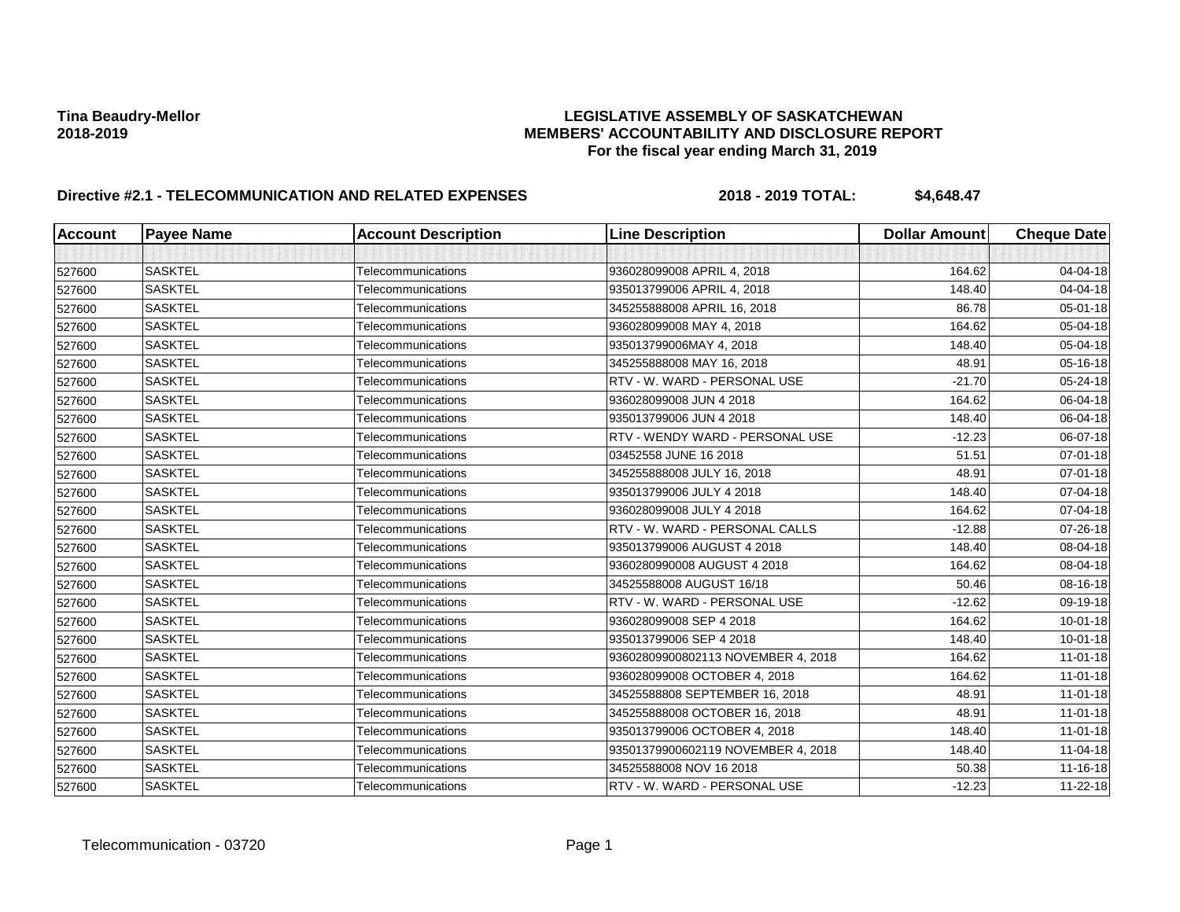**Tina Beaudry-Mellor**
**2018-2019**

**LEGISLATIVE ASSEMBLY OF SASKATCHEWAN**
**MEMBERS' ACCOUNTABILITY AND DISCLOSURE REPORT**
**For the fiscal year ending March 31, 2019**

**Directive #2.1 - TELECOMMUNICATION AND RELATED EXPENSES** **2018 - 2019 TOTAL: $4,648.47**

| Account | Payee Name | Account Description | Line Description | Dollar Amount | Cheque Date |
|---|---|---|---|---|---|
| | | | | | |
| 527600 | SASKTEL | Telecommunications | 936028099008 APRIL 4, 2018 | 164.62 | 04-04-18 |
| 527600 | SASKTEL | Telecommunications | 935013799006 APRIL 4, 2018 | 148.40 | 04-04-18 |
| 527600 | SASKTEL | Telecommunications | 345255888008 APRIL 16, 2018 | 86.78 | 05-01-18 |
| 527600 | SASKTEL | Telecommunications | 936028099008 MAY 4, 2018 | 164.62 | 05-04-18 |
| 527600 | SASKTEL | Telecommunications | 935013799006MAY 4, 2018 | 148.40 | 05-04-18 |
| 527600 | SASKTEL | Telecommunications | 345255888008 MAY 16, 2018 | 48.91 | 05-16-18 |
| 527600 | SASKTEL | Telecommunications | RTV - W. WARD - PERSONAL USE | -21.70 | 05-24-18 |
| 527600 | SASKTEL | Telecommunications | 936028099008 JUN 4 2018 | 164.62 | 06-04-18 |
| 527600 | SASKTEL | Telecommunications | 935013799006 JUN 4 2018 | 148.40 | 06-04-18 |
| 527600 | SASKTEL | Telecommunications | RTV - WENDY WARD - PERSONAL USE | -12.23 | 06-07-18 |
| 527600 | SASKTEL | Telecommunications | 03452558 JUNE 16 2018 | 51.51 | 07-01-18 |
| 527600 | SASKTEL | Telecommunications | 345255888008 JULY 16, 2018 | 48.91 | 07-01-18 |
| 527600 | SASKTEL | Telecommunications | 935013799006 JULY 4 2018 | 148.40 | 07-04-18 |
| 527600 | SASKTEL | Telecommunications | 936028099008 JULY 4 2018 | 164.62 | 07-04-18 |
| 527600 | SASKTEL | Telecommunications | RTV - W. WARD - PERSONAL CALLS | -12.88 | 07-26-18 |
| 527600 | SASKTEL | Telecommunications | 935013799006 AUGUST 4 2018 | 148.40 | 08-04-18 |
| 527600 | SASKTEL | Telecommunications | 9360280990008 AUGUST 4 2018 | 164.62 | 08-04-18 |
| 527600 | SASKTEL | Telecommunications | 34525588008 AUGUST 16/18 | 50.46 | 08-16-18 |
| 527600 | SASKTEL | Telecommunications | RTV - W. WARD - PERSONAL USE | -12.62 | 09-19-18 |
| 527600 | SASKTEL | Telecommunications | 936028099008 SEP 4 2018 | 164.62 | 10-01-18 |
| 527600 | SASKTEL | Telecommunications | 935013799006 SEP 4 2018 | 148.40 | 10-01-18 |
| 527600 | SASKTEL | Telecommunications | 93602809900802113 NOVEMBER 4, 2018 | 164.62 | 11-01-18 |
| 527600 | SASKTEL | Telecommunications | 936028099008 OCTOBER 4, 2018 | 164.62 | 11-01-18 |
| 527600 | SASKTEL | Telecommunications | 34525588808 SEPTEMBER 16, 2018 | 48.91 | 11-01-18 |
| 527600 | SASKTEL | Telecommunications | 345255888008 OCTOBER 16, 2018 | 48.91 | 11-01-18 |
| 527600 | SASKTEL | Telecommunications | 935013799006 OCTOBER 4, 2018 | 148.40 | 11-01-18 |
| 527600 | SASKTEL | Telecommunications | 93501379900602119 NOVEMBER 4, 2018 | 148.40 | 11-04-18 |
| 527600 | SASKTEL | Telecommunications | 34525588008 NOV 16 2018 | 50.38 | 11-16-18 |
| 527600 | SASKTEL | Telecommunications | RTV - W. WARD - PERSONAL USE | -12.23 | 11-22-18 |

Telecommunication - 03720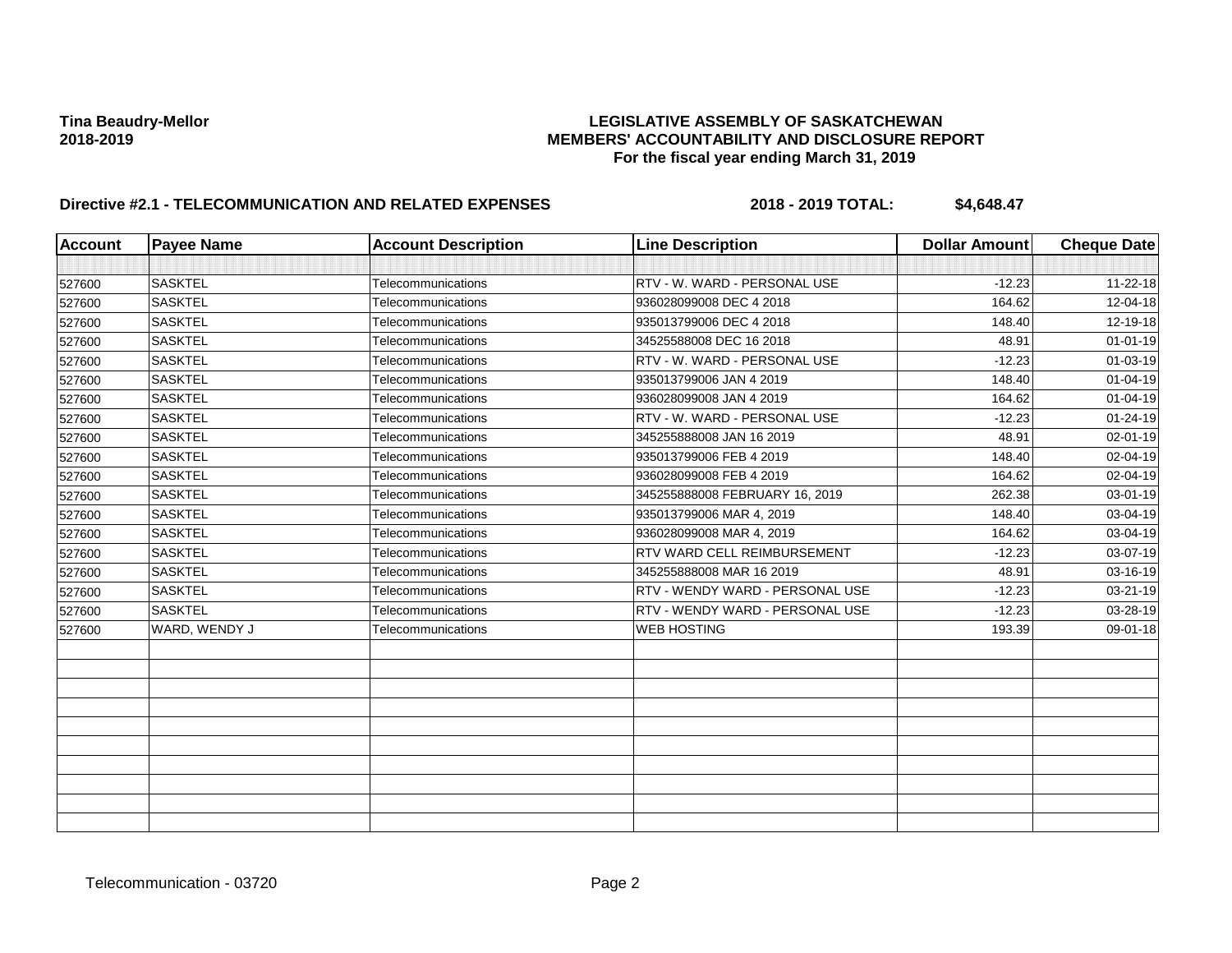**Tina Beaudry-Mellor**
**2018-2019**

**LEGISLATIVE ASSEMBLY OF SASKATCHEWAN**
**MEMBERS' ACCOUNTABILITY AND DISCLOSURE REPORT**
**For the fiscal year ending March 31, 2019**

**Directive #2.1 - TELECOMMUNICATION AND RELATED EXPENSES** **2018 - 2019 TOTAL: $4,648.47**

| Account | Payee Name | Account Description | Line Description | Dollar Amount | Cheque Date |
|---|---|---|---|---|---|
| | | | | | |
| 527600 | SASKTEL | Telecommunications | RTV - W. WARD - PERSONAL USE | -12.23 | 11-22-18 |
| 527600 | SASKTEL | Telecommunications | 936028099008 DEC 4 2018 | 164.62 | 12-04-18 |
| 527600 | SASKTEL | Telecommunications | 935013799006 DEC 4 2018 | 148.40 | 12-19-18 |
| 527600 | SASKTEL | Telecommunications | 34525588008 DEC 16 2018 | 48.91 | 01-01-19 |
| 527600 | SASKTEL | Telecommunications | RTV - W. WARD - PERSONAL USE | -12.23 | 01-03-19 |
| 527600 | SASKTEL | Telecommunications | 935013799006 JAN 4 2019 | 148.40 | 01-04-19 |
| 527600 | SASKTEL | Telecommunications | 936028099008 JAN 4 2019 | 164.62 | 01-04-19 |
| 527600 | SASKTEL | Telecommunications | RTV - W. WARD - PERSONAL USE | -12.23 | 01-24-19 |
| 527600 | SASKTEL | Telecommunications | 345255888008 JAN 16 2019 | 48.91 | 02-01-19 |
| 527600 | SASKTEL | Telecommunications | 935013799006 FEB 4 2019 | 148.40 | 02-04-19 |
| 527600 | SASKTEL | Telecommunications | 936028099008 FEB 4 2019 | 164.62 | 02-04-19 |
| 527600 | SASKTEL | Telecommunications | 345255888008 FEBRUARY 16, 2019 | 262.38 | 03-01-19 |
| 527600 | SASKTEL | Telecommunications | 935013799006 MAR 4, 2019 | 148.40 | 03-04-19 |
| 527600 | SASKTEL | Telecommunications | 936028099008 MAR 4, 2019 | 164.62 | 03-04-19 |
| 527600 | SASKTEL | Telecommunications | RTV WARD CELL REIMBURSEMENT | -12.23 | 03-07-19 |
| 527600 | SASKTEL | Telecommunications | 345255888008 MAR 16 2019 | 48.91 | 03-16-19 |
| 527600 | SASKTEL | Telecommunications | RTV - WENDY WARD - PERSONAL USE | -12.23 | 03-21-19 |
| 527600 | SASKTEL | Telecommunications | RTV - WENDY WARD - PERSONAL USE | -12.23 | 03-28-19 |
| 527600 | WARD, WENDY J | Telecommunications | WEB HOSTING | 193.39 | 09-01-18 |

Telecommunication - 03720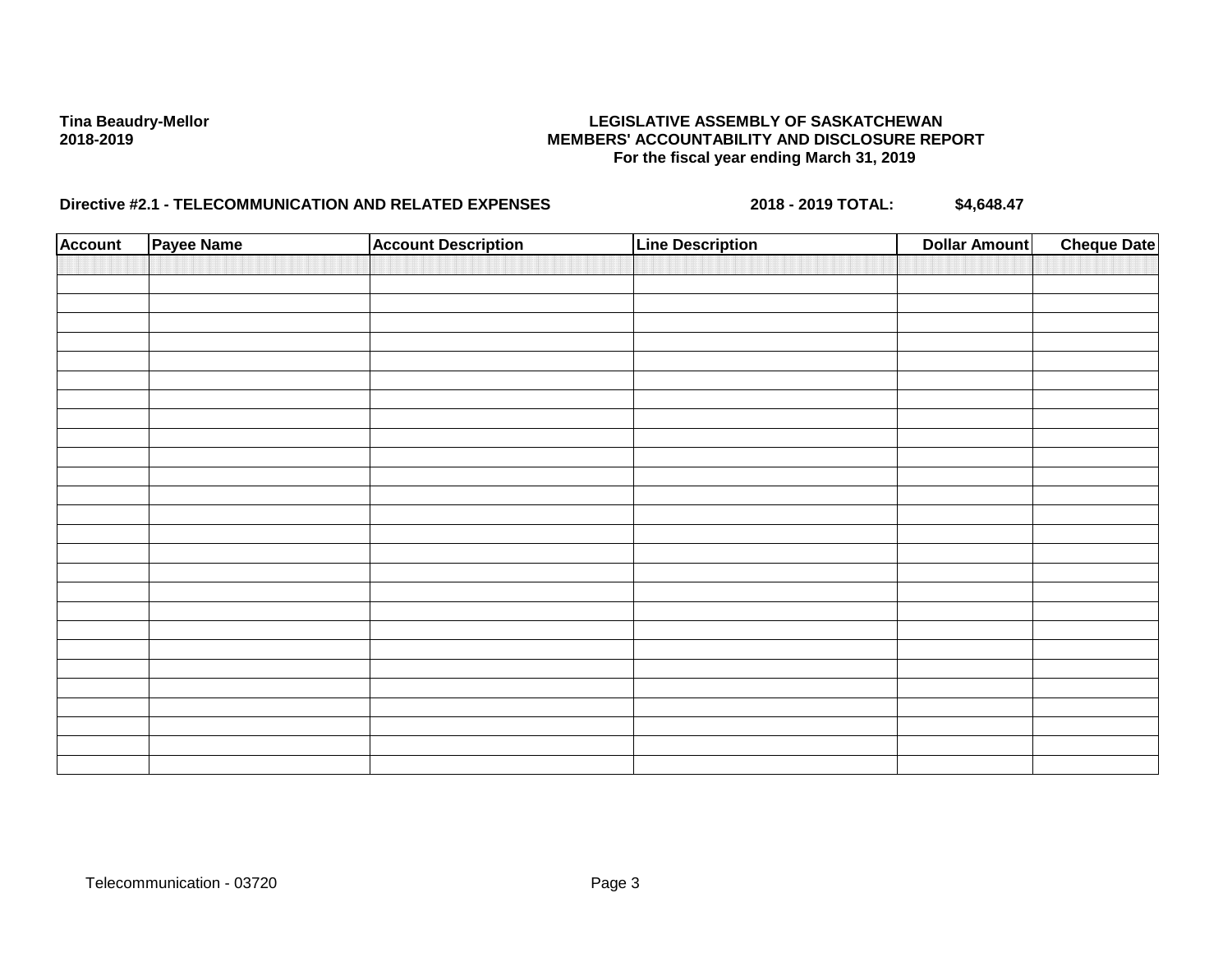**Tina Beaudry-Mellor**
**2018-2019**

**LEGISLATIVE ASSEMBLY OF SASKATCHEWAN**
**MEMBERS' ACCOUNTABILITY AND DISCLOSURE REPORT**
**For the fiscal year ending March 31, 2019**

**Directive #2.1 - TELECOMMUNICATION AND RELATED EXPENSES** **2018 - 2019 TOTAL:** **$4,648.47**

| Account | Payee Name | Account Description | Line Description | Dollar Amount | Cheque Date |
|---|---|---|---|---|---|
| | | | | | |

Telecommunication - 03720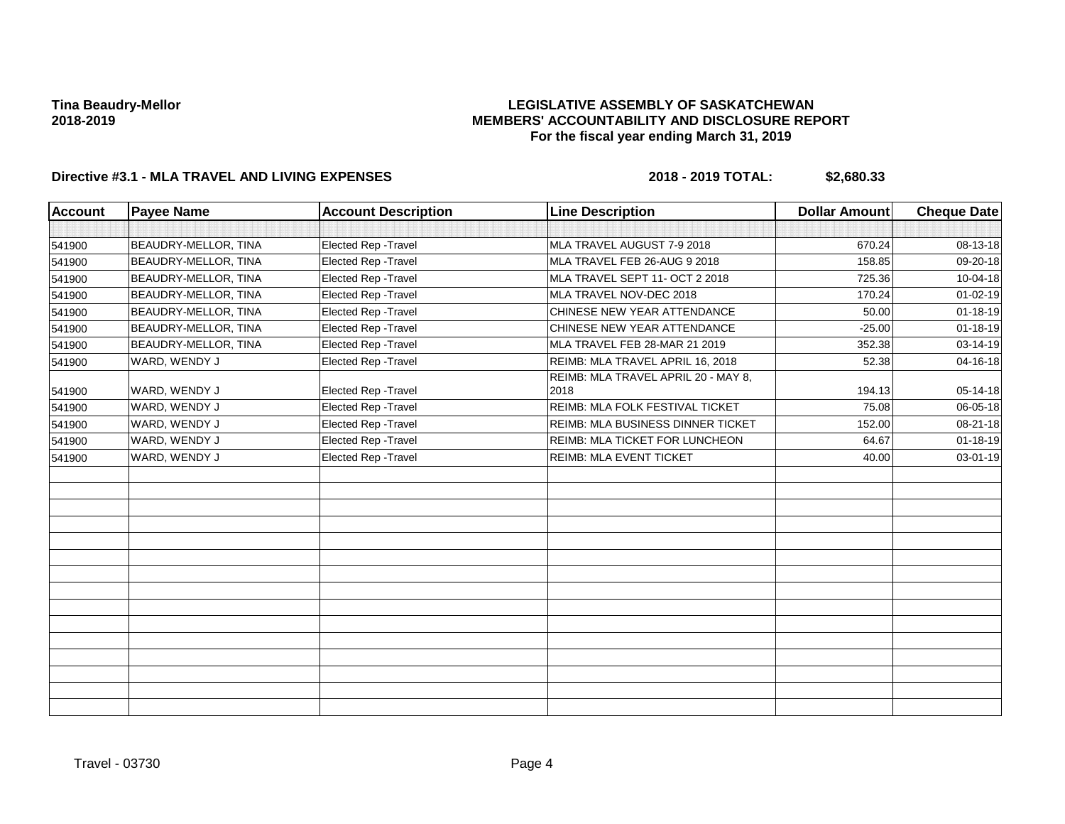**Tina Beaudry-Mellor**
**2018-2019**

**LEGISLATIVE ASSEMBLY OF SASKATCHEWAN**
**MEMBERS' ACCOUNTABILITY AND DISCLOSURE REPORT**
**For the fiscal year ending March 31, 2019**

**Directive #3.1 - MLA TRAVEL AND LIVING EXPENSES** **2018 - 2019 TOTAL: $2,680.33**

| Account | Payee Name | Account Description | Line Description | Dollar Amount | Cheque Date |
|---|---|---|---|---|---|
| 541900 | BEAUDRY-MELLOR, TINA | Elected Rep -Travel | MLA TRAVEL AUGUST 7-9 2018 | 670.24 | 08-13-18 |
| 541900 | BEAUDRY-MELLOR, TINA | Elected Rep -Travel | MLA TRAVEL FEB 26-AUG 9 2018 | 158.85 | 09-20-18 |
| 541900 | BEAUDRY-MELLOR, TINA | Elected Rep -Travel | MLA TRAVEL SEPT 11- OCT 2 2018 | 725.36 | 10-04-18 |
| 541900 | BEAUDRY-MELLOR, TINA | Elected Rep -Travel | MLA TRAVEL NOV-DEC 2018 | 170.24 | 01-02-19 |
| 541900 | BEAUDRY-MELLOR, TINA | Elected Rep -Travel | CHINESE NEW YEAR ATTENDANCE | 50.00 | 01-18-19 |
| 541900 | BEAUDRY-MELLOR, TINA | Elected Rep -Travel | CHINESE NEW YEAR ATTENDANCE | -25.00 | 01-18-19 |
| 541900 | BEAUDRY-MELLOR, TINA | Elected Rep -Travel | MLA TRAVEL FEB 28-MAR 21 2019 | 352.38 | 03-14-19 |
| 541900 | WARD, WENDY J | Elected Rep -Travel | REIMB: MLA TRAVEL APRIL 16, 2018 | 52.38 | 04-16-18 |
| 541900 | WARD, WENDY J | Elected Rep -Travel | REIMB: MLA TRAVEL APRIL 20 - MAY 8, 2018 | 194.13 | 05-14-18 |
| 541900 | WARD, WENDY J | Elected Rep -Travel | REIMB: MLA FOLK FESTIVAL TICKET | 75.08 | 06-05-18 |
| 541900 | WARD, WENDY J | Elected Rep -Travel | REIMB: MLA BUSINESS DINNER TICKET | 152.00 | 08-21-18 |
| 541900 | WARD, WENDY J | Elected Rep -Travel | REIMB: MLA TICKET FOR LUNCHEON | 64.67 | 01-18-19 |
| 541900 | WARD, WENDY J | Elected Rep -Travel | REIMB: MLA EVENT TICKET | 40.00 | 03-01-19 |

Travel - 03730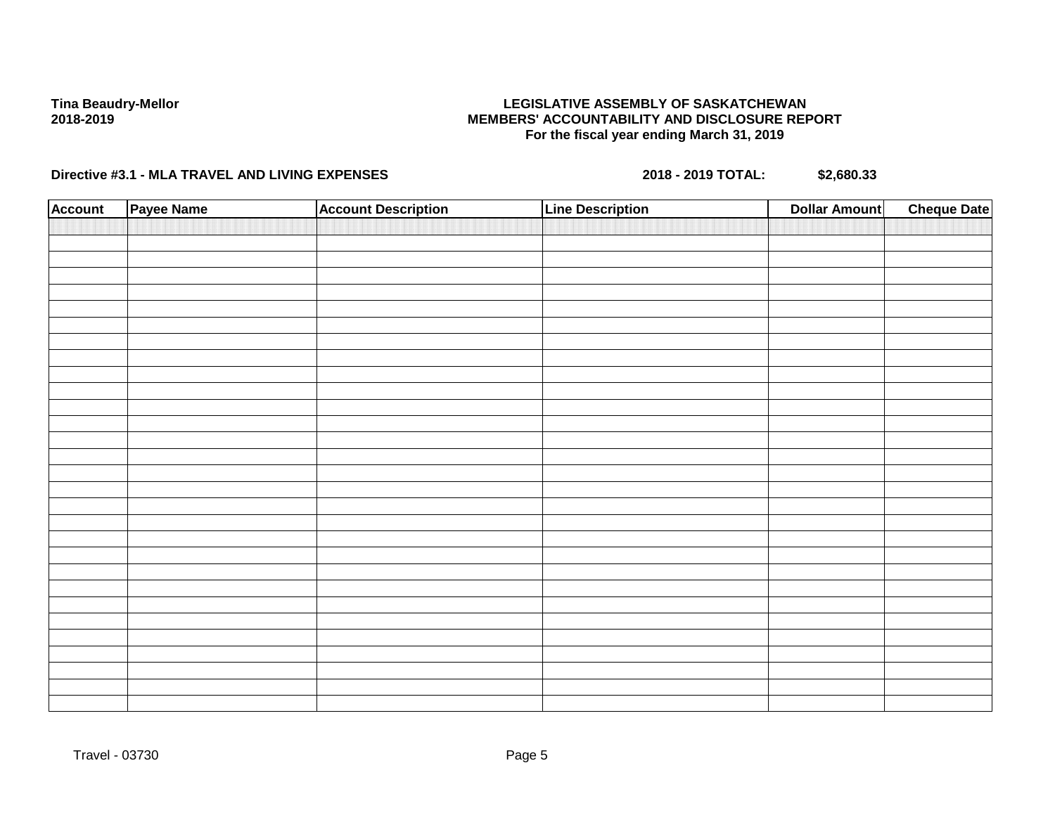**Tina Beaudry-Mellor**
**2018-2019**

**LEGISLATIVE ASSEMBLY OF SASKATCHEWAN**
**MEMBERS' ACCOUNTABILITY AND DISCLOSURE REPORT**
**For the fiscal year ending March 31, 2019**

**Directive #3.1 - MLA TRAVEL AND LIVING EXPENSES** **2018 - 2019 TOTAL: $2,680.33**

| Account | Payee Name | Account Description | Line Description | Dollar Amount | Cheque Date |
|---|---|---|---|---|---|
| | | | | | |

Travel - 03730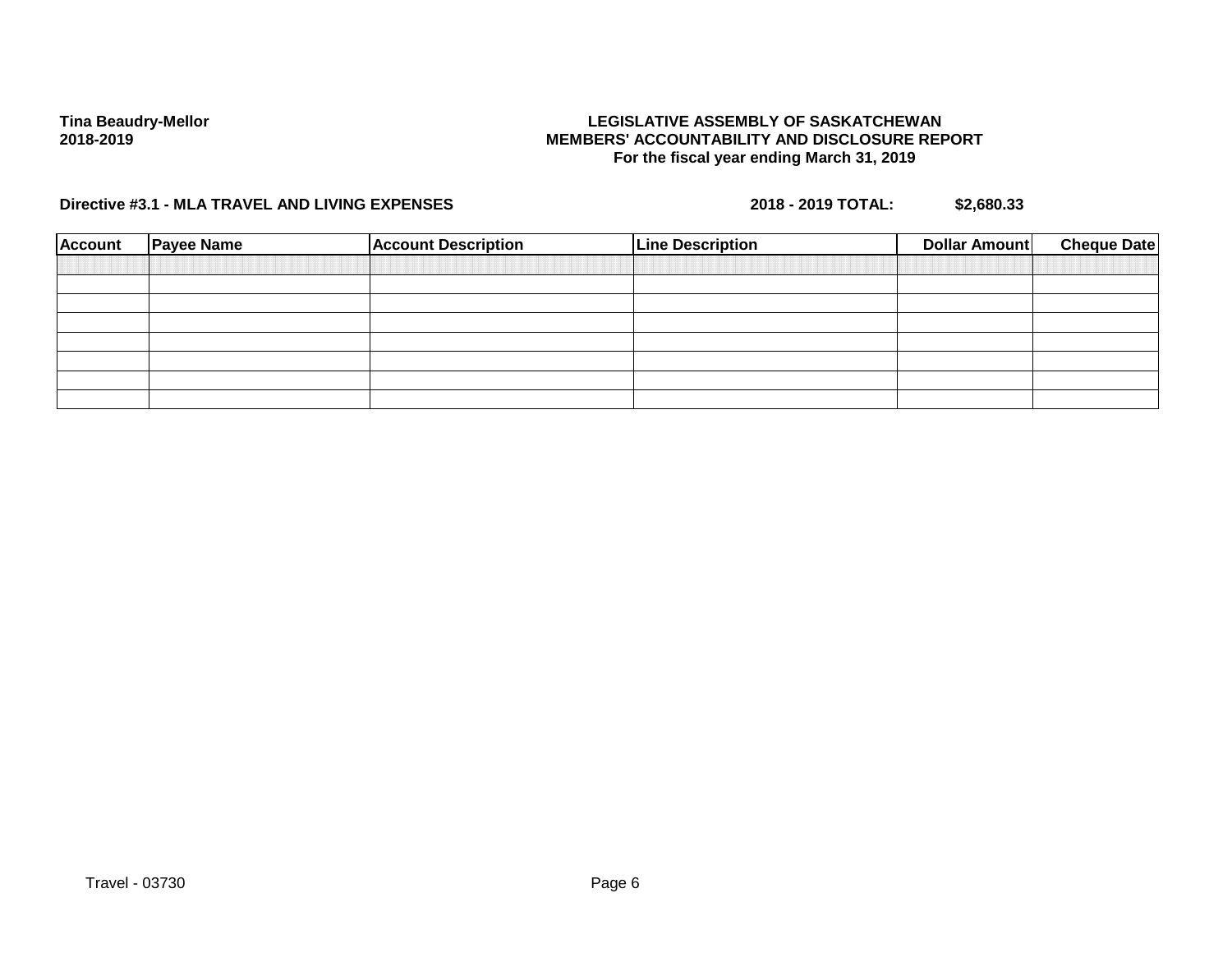Tina Beaudry-Mellor
2018-2019

**LEGISLATIVE ASSEMBLY OF SASKATCHEWAN**
**MEMBERS' ACCOUNTABILITY AND DISCLOSURE REPORT**
**For the fiscal year ending March 31, 2019**

**Directive #3.1 - MLA TRAVEL AND LIVING EXPENSES** **2018 - 2019 TOTAL: $2,680.33**

| Account | Payee Name | Account Description | Line Description | Dollar Amount | Cheque Date |
|---|---|---|---|---|---|
| | | | | | |
| | | | | | |
| | | | | | |
| | | | | | |
| | | | | | |
| | | | | | |
| | | | | | |

Travel - 03730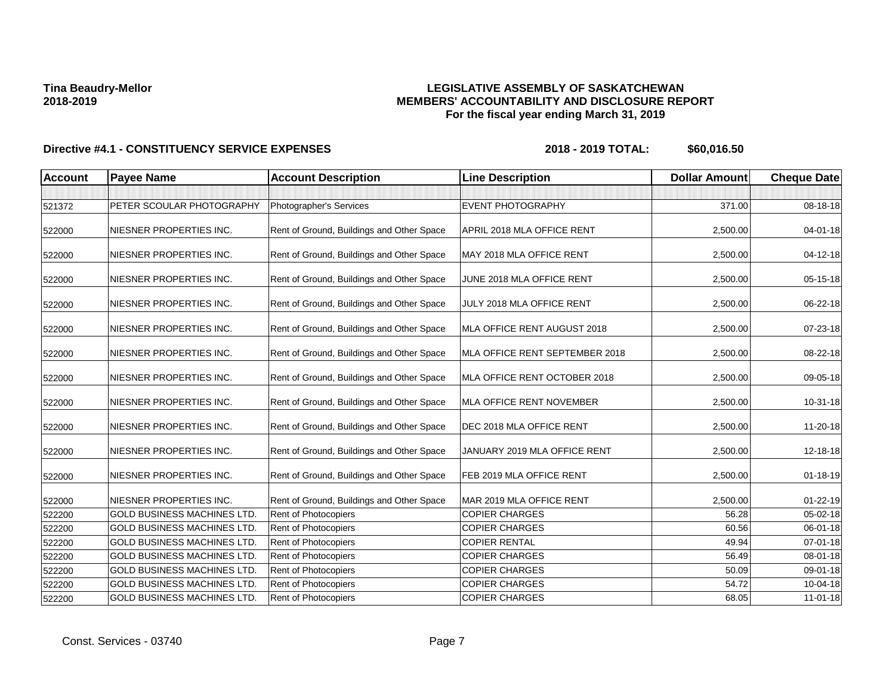**Tina Beaudry-Mellor**
**2018-2019**

# LEGISLATIVE ASSEMBLY OF SASKATCHEWAN
## MEMBERS' ACCOUNTABILITY AND DISCLOSURE REPORT
### For the fiscal year ending March 31, 2019

**Directive #4.1 - CONSTITUENCY SERVICE EXPENSES** — **2018 - 2019 TOTAL: $60,016.50**

| Account | Payee Name | Account Description | Line Description | Dollar Amount | Cheque Date |
|---|---|---|---|---|---|
| | | | | | |
| 521372 | PETER SCOULAR PHOTOGRAPHY | Photographer's Services | EVENT PHOTOGRAPHY | 371.00 | 08-18-18 |
| 522000 | NIESNER PROPERTIES INC. | Rent of Ground, Buildings and Other Space | APRIL 2018 MLA OFFICE RENT | 2,500.00 | 04-01-18 |
| 522000 | NIESNER PROPERTIES INC. | Rent of Ground, Buildings and Other Space | MAY 2018 MLA OFFICE RENT | 2,500.00 | 04-12-18 |
| 522000 | NIESNER PROPERTIES INC. | Rent of Ground, Buildings and Other Space | JUNE 2018 MLA OFFICE RENT | 2,500.00 | 05-15-18 |
| 522000 | NIESNER PROPERTIES INC. | Rent of Ground, Buildings and Other Space | JULY 2018 MLA OFFICE RENT | 2,500.00 | 06-22-18 |
| 522000 | NIESNER PROPERTIES INC. | Rent of Ground, Buildings and Other Space | MLA OFFICE RENT AUGUST 2018 | 2,500.00 | 07-23-18 |
| 522000 | NIESNER PROPERTIES INC. | Rent of Ground, Buildings and Other Space | MLA OFFICE RENT SEPTEMBER 2018 | 2,500.00 | 08-22-18 |
| 522000 | NIESNER PROPERTIES INC. | Rent of Ground, Buildings and Other Space | MLA OFFICE RENT OCTOBER 2018 | 2,500.00 | 09-05-18 |
| 522000 | NIESNER PROPERTIES INC. | Rent of Ground, Buildings and Other Space | MLA OFFICE RENT NOVEMBER | 2,500.00 | 10-31-18 |
| 522000 | NIESNER PROPERTIES INC. | Rent of Ground, Buildings and Other Space | DEC 2018 MLA OFFICE RENT | 2,500.00 | 11-20-18 |
| 522000 | NIESNER PROPERTIES INC. | Rent of Ground, Buildings and Other Space | JANUARY 2019 MLA OFFICE RENT | 2,500.00 | 12-18-18 |
| 522000 | NIESNER PROPERTIES INC. | Rent of Ground, Buildings and Other Space | FEB 2019 MLA OFFICE RENT | 2,500.00 | 01-18-19 |
| 522000 | NIESNER PROPERTIES INC. | Rent of Ground, Buildings and Other Space | MAR 2019 MLA OFFICE RENT | 2,500.00 | 01-22-19 |
| 522200 | GOLD BUSINESS MACHINES LTD. | Rent of Photocopiers | COPIER CHARGES | 56.28 | 05-02-18 |
| 522200 | GOLD BUSINESS MACHINES LTD. | Rent of Photocopiers | COPIER CHARGES | 60.56 | 06-01-18 |
| 522200 | GOLD BUSINESS MACHINES LTD. | Rent of Photocopiers | COPIER RENTAL | 49.94 | 07-01-18 |
| 522200 | GOLD BUSINESS MACHINES LTD. | Rent of Photocopiers | COPIER CHARGES | 56.49 | 08-01-18 |
| 522200 | GOLD BUSINESS MACHINES LTD. | Rent of Photocopiers | COPIER CHARGES | 50.09 | 09-01-18 |
| 522200 | GOLD BUSINESS MACHINES LTD. | Rent of Photocopiers | COPIER CHARGES | 54.72 | 10-04-18 |
| 522200 | GOLD BUSINESS MACHINES LTD. | Rent of Photocopiers | COPIER CHARGES | 68.05 | 11-01-18 |

Const. Services - 03740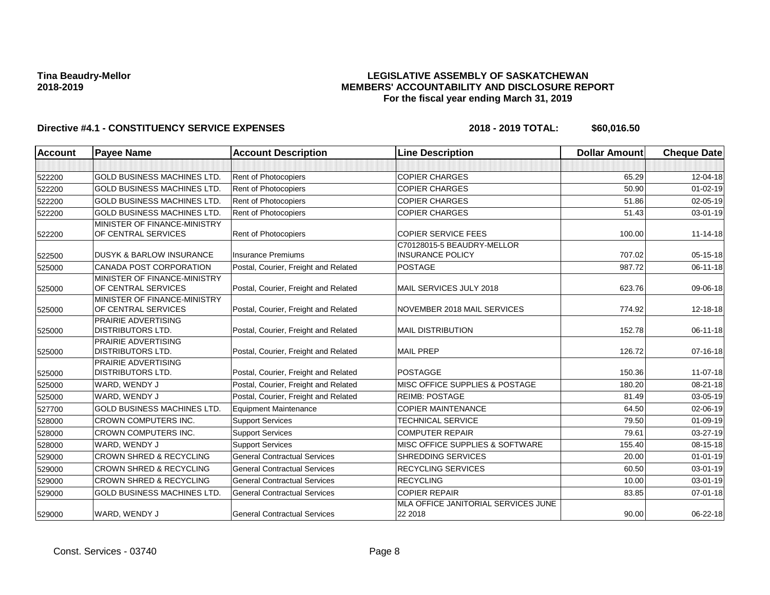**Tina Beaudry-Mellor**
**2018-2019**

**LEGISLATIVE ASSEMBLY OF SASKATCHEWAN**
**MEMBERS' ACCOUNTABILITY AND DISCLOSURE REPORT**
**For the fiscal year ending March 31, 2019**

**Directive #4.1 - CONSTITUENCY SERVICE EXPENSES** **2018 - 2019 TOTAL: $60,016.50**

| Account | Payee Name | Account Description | Line Description | Dollar Amount | Cheque Date |
|---|---|---|---|---|---|
| | | | | | |
| 522200 | GOLD BUSINESS MACHINES LTD. | Rent of Photocopiers | COPIER CHARGES | 65.29 | 12-04-18 |
| 522200 | GOLD BUSINESS MACHINES LTD. | Rent of Photocopiers | COPIER CHARGES | 50.90 | 01-02-19 |
| 522200 | GOLD BUSINESS MACHINES LTD. | Rent of Photocopiers | COPIER CHARGES | 51.86 | 02-05-19 |
| 522200 | GOLD BUSINESS MACHINES LTD. | Rent of Photocopiers | COPIER CHARGES | 51.43 | 03-01-19 |
| 522200 | MINISTER OF FINANCE-MINISTRY OF CENTRAL SERVICES | Rent of Photocopiers | COPIER SERVICE FEES | 100.00 | 11-14-18 |
| 522500 | DUSYK & BARLOW INSURANCE | Insurance Premiums | C70128015-5 BEAUDRY-MELLOR INSURANCE POLICY | 707.02 | 05-15-18 |
| 525000 | CANADA POST CORPORATION | Postal, Courier, Freight and Related | POSTAGE | 987.72 | 06-11-18 |
| 525000 | MINISTER OF FINANCE-MINISTRY OF CENTRAL SERVICES | Postal, Courier, Freight and Related | MAIL SERVICES JULY 2018 | 623.76 | 09-06-18 |
| 525000 | MINISTER OF FINANCE-MINISTRY OF CENTRAL SERVICES | Postal, Courier, Freight and Related | NOVEMBER 2018 MAIL SERVICES | 774.92 | 12-18-18 |
| 525000 | PRAIRIE ADVERTISING DISTRIBUTORS LTD. | Postal, Courier, Freight and Related | MAIL DISTRIBUTION | 152.78 | 06-11-18 |
| 525000 | PRAIRIE ADVERTISING DISTRIBUTORS LTD. | Postal, Courier, Freight and Related | MAIL PREP | 126.72 | 07-16-18 |
| 525000 | PRAIRIE ADVERTISING DISTRIBUTORS LTD. | Postal, Courier, Freight and Related | POSTAGGE | 150.36 | 11-07-18 |
| 525000 | WARD, WENDY J | Postal, Courier, Freight and Related | MISC OFFICE SUPPLIES & POSTAGE | 180.20 | 08-21-18 |
| 525000 | WARD, WENDY J | Postal, Courier, Freight and Related | REIMB: POSTAGE | 81.49 | 03-05-19 |
| 527700 | GOLD BUSINESS MACHINES LTD. | Equipment Maintenance | COPIER MAINTENANCE | 64.50 | 02-06-19 |
| 528000 | CROWN COMPUTERS INC. | Support Services | TECHNICAL SERVICE | 79.50 | 01-09-19 |
| 528000 | CROWN COMPUTERS INC. | Support Services | COMPUTER REPAIR | 79.61 | 03-27-19 |
| 528000 | WARD, WENDY J | Support Services | MISC OFFICE SUPPLIES & SOFTWARE | 155.40 | 08-15-18 |
| 529000 | CROWN SHRED & RECYCLING | General Contractual Services | SHREDDING SERVICES | 20.00 | 01-01-19 |
| 529000 | CROWN SHRED & RECYCLING | General Contractual Services | RECYCLING SERVICES | 60.50 | 03-01-19 |
| 529000 | CROWN SHRED & RECYCLING | General Contractual Services | RECYCLING | 10.00 | 03-01-19 |
| 529000 | GOLD BUSINESS MACHINES LTD. | General Contractual Services | COPIER REPAIR | 83.85 | 07-01-18 |
| 529000 | WARD, WENDY J | General Contractual Services | MLA OFFICE JANITORIAL SERVICES JUNE 22 2018 | 90.00 | 06-22-18 |

Const. Services - 03740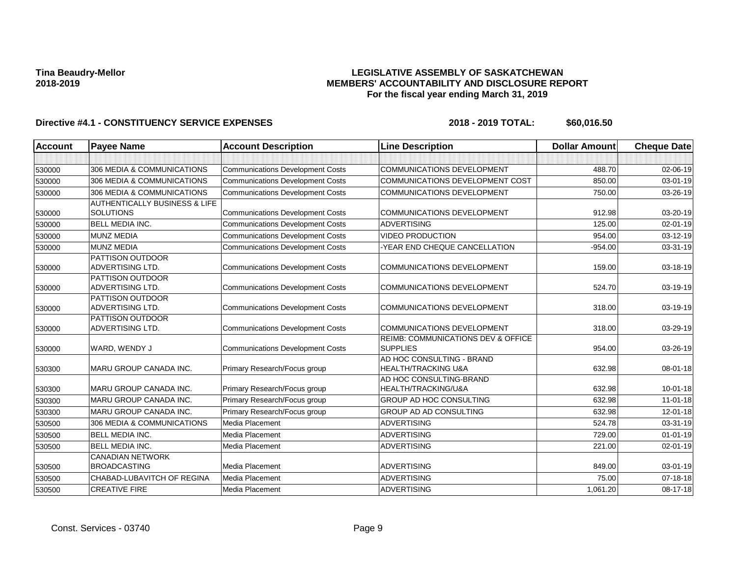**Tina Beaudry-Mellor**
**2018-2019**

**LEGISLATIVE ASSEMBLY OF SASKATCHEWAN**
**MEMBERS' ACCOUNTABILITY AND DISCLOSURE REPORT**
**For the fiscal year ending March 31, 2019**

**Directive #4.1 - CONSTITUENCY SERVICE EXPENSES** **2018 - 2019 TOTAL: $60,016.50**

| Account | Payee Name | Account Description | Line Description | Dollar Amount | Cheque Date |
|---|---|---|---|---|---|
| | | | | | |
| 530000 | 306 MEDIA & COMMUNICATIONS | Communications Development Costs | COMMUNICATIONS DEVELOPMENT | 488.70 | 02-06-19 |
| 530000 | 306 MEDIA & COMMUNICATIONS | Communications Development Costs | COMMUNICATIONS DEVELOPMENT COST | 850.00 | 03-01-19 |
| 530000 | 306 MEDIA & COMMUNICATIONS | Communications Development Costs | COMMUNICATIONS DEVELOPMENT | 750.00 | 03-26-19 |
| 530000 | AUTHENTICALLY BUSINESS & LIFE SOLUTIONS | Communications Development Costs | COMMUNICATIONS DEVELOPMENT | 912.98 | 03-20-19 |
| 530000 | BELL MEDIA INC. | Communications Development Costs | ADVERTISING | 125.00 | 02-01-19 |
| 530000 | MUNZ MEDIA | Communications Development Costs | VIDEO PRODUCTION | 954.00 | 03-12-19 |
| 530000 | MUNZ MEDIA | Communications Development Costs | -YEAR END CHEQUE CANCELLATION | -954.00 | 03-31-19 |
| 530000 | PATTISON OUTDOOR ADVERTISING LTD. | Communications Development Costs | COMMUNICATIONS DEVELOPMENT | 159.00 | 03-18-19 |
| 530000 | PATTISON OUTDOOR ADVERTISING LTD. | Communications Development Costs | COMMUNICATIONS DEVELOPMENT | 524.70 | 03-19-19 |
| 530000 | PATTISON OUTDOOR ADVERTISING LTD. | Communications Development Costs | COMMUNICATIONS DEVELOPMENT | 318.00 | 03-19-19 |
| 530000 | PATTISON OUTDOOR ADVERTISING LTD. | Communications Development Costs | COMMUNICATIONS DEVELOPMENT | 318.00 | 03-29-19 |
| 530000 | WARD, WENDY J | Communications Development Costs | REIMB: COMMUNICATIONS DEV & OFFICE SUPPLIES | 954.00 | 03-26-19 |
| 530300 | MARU GROUP CANADA INC. | Primary Research/Focus group | AD HOC CONSULTING - BRAND HEALTH/TRACKING U&A | 632.98 | 08-01-18 |
| 530300 | MARU GROUP CANADA INC. | Primary Research/Focus group | AD HOC CONSULTING-BRAND HEALTH/TRACKING/U&A | 632.98 | 10-01-18 |
| 530300 | MARU GROUP CANADA INC. | Primary Research/Focus group | GROUP AD HOC CONSULTING | 632.98 | 11-01-18 |
| 530300 | MARU GROUP CANADA INC. | Primary Research/Focus group | GROUP AD AD CONSULTING | 632.98 | 12-01-18 |
| 530500 | 306 MEDIA & COMMUNICATIONS | Media Placement | ADVERTISING | 524.78 | 03-31-19 |
| 530500 | BELL MEDIA INC. | Media Placement | ADVERTISING | 729.00 | 01-01-19 |
| 530500 | BELL MEDIA INC. | Media Placement | ADVERTISING | 221.00 | 02-01-19 |
| 530500 | CANADIAN NETWORK BROADCASTING | Media Placement | ADVERTISING | 849.00 | 03-01-19 |
| 530500 | CHABAD-LUBAVITCH OF REGINA | Media Placement | ADVERTISING | 75.00 | 07-18-18 |
| 530500 | CREATIVE FIRE | Media Placement | ADVERTISING | 1,061.20 | 08-17-18 |

Const. Services - 03740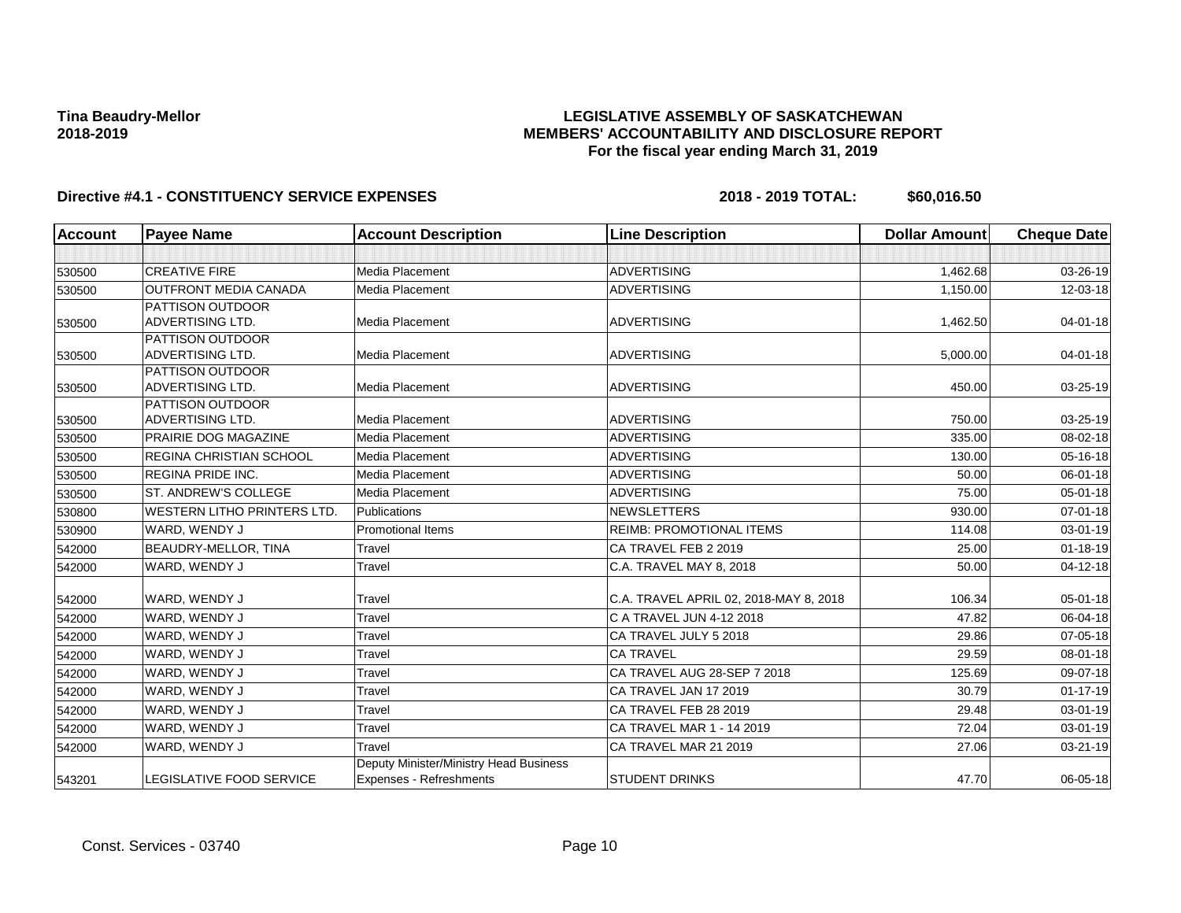**Tina Beaudry-Mellor**
**2018-2019**

**LEGISLATIVE ASSEMBLY OF SASKATCHEWAN**
**MEMBERS' ACCOUNTABILITY AND DISCLOSURE REPORT**
**For the fiscal year ending March 31, 2019**

**Directive #4.1 - CONSTITUENCY SERVICE EXPENSES** **2018 - 2019 TOTAL: $60,016.50**

| Account | Payee Name | Account Description | Line Description | Dollar Amount | Cheque Date |
|---|---|---|---|---|---|
| | | | | | |
| 530500 | CREATIVE FIRE | Media Placement | ADVERTISING | 1,462.68 | 03-26-19 |
| 530500 | OUTFRONT MEDIA CANADA | Media Placement | ADVERTISING | 1,150.00 | 12-03-18 |
| 530500 | PATTISON OUTDOOR ADVERTISING LTD. | Media Placement | ADVERTISING | 1,462.50 | 04-01-18 |
| 530500 | PATTISON OUTDOOR ADVERTISING LTD. | Media Placement | ADVERTISING | 5,000.00 | 04-01-18 |
| 530500 | PATTISON OUTDOOR ADVERTISING LTD. | Media Placement | ADVERTISING | 450.00 | 03-25-19 |
| 530500 | PATTISON OUTDOOR ADVERTISING LTD. | Media Placement | ADVERTISING | 750.00 | 03-25-19 |
| 530500 | PRAIRIE DOG MAGAZINE | Media Placement | ADVERTISING | 335.00 | 08-02-18 |
| 530500 | REGINA CHRISTIAN SCHOOL | Media Placement | ADVERTISING | 130.00 | 05-16-18 |
| 530500 | REGINA PRIDE INC. | Media Placement | ADVERTISING | 50.00 | 06-01-18 |
| 530500 | ST. ANDREW'S COLLEGE | Media Placement | ADVERTISING | 75.00 | 05-01-18 |
| 530800 | WESTERN LITHO PRINTERS LTD. | Publications | NEWSLETTERS | 930.00 | 07-01-18 |
| 530900 | WARD, WENDY J | Promotional Items | REIMB: PROMOTIONAL ITEMS | 114.08 | 03-01-19 |
| 542000 | BEAUDRY-MELLOR, TINA | Travel | CA TRAVEL FEB 2 2019 | 25.00 | 01-18-19 |
| 542000 | WARD, WENDY J | Travel | C.A. TRAVEL MAY 8, 2018 | 50.00 | 04-12-18 |
| 542000 | WARD, WENDY J | Travel | C.A. TRAVEL APRIL 02, 2018-MAY 8, 2018 | 106.34 | 05-01-18 |
| 542000 | WARD, WENDY J | Travel | C A TRAVEL JUN 4-12 2018 | 47.82 | 06-04-18 |
| 542000 | WARD, WENDY J | Travel | CA TRAVEL JULY 5 2018 | 29.86 | 07-05-18 |
| 542000 | WARD, WENDY J | Travel | CA TRAVEL | 29.59 | 08-01-18 |
| 542000 | WARD, WENDY J | Travel | CA TRAVEL AUG 28-SEP 7 2018 | 125.69 | 09-07-18 |
| 542000 | WARD, WENDY J | Travel | CA TRAVEL JAN 17 2019 | 30.79 | 01-17-19 |
| 542000 | WARD, WENDY J | Travel | CA TRAVEL FEB 28 2019 | 29.48 | 03-01-19 |
| 542000 | WARD, WENDY J | Travel | CA TRAVEL MAR 1 - 14 2019 | 72.04 | 03-01-19 |
| 542000 | WARD, WENDY J | Travel | CA TRAVEL MAR 21 2019 | 27.06 | 03-21-19 |
| 543201 | LEGISLATIVE FOOD SERVICE | Deputy Minister/Ministry Head Business Expenses - Refreshments | STUDENT DRINKS | 47.70 | 06-05-18 |

Const. Services - 03740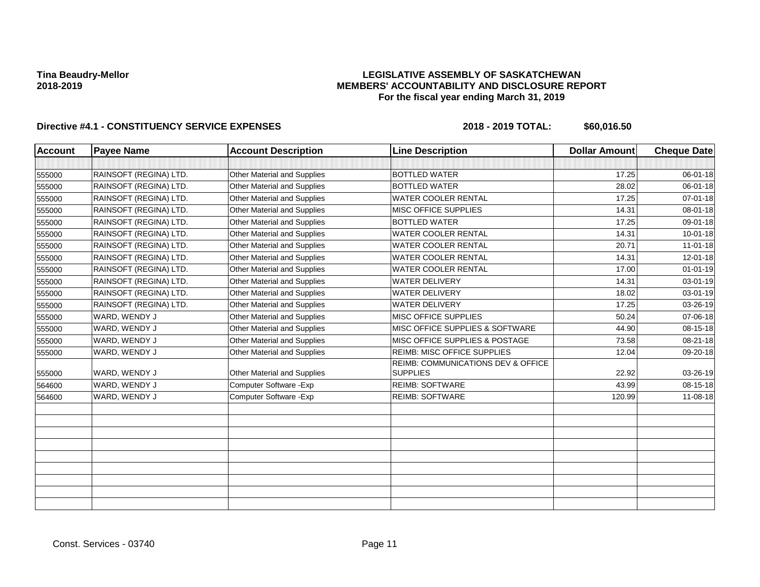**Tina Beaudry-Mellor**
**2018-2019**

**LEGISLATIVE ASSEMBLY OF SASKATCHEWAN**
**MEMBERS' ACCOUNTABILITY AND DISCLOSURE REPORT**
**For the fiscal year ending March 31, 2019**

**Directive #4.1 - CONSTITUENCY SERVICE EXPENSES** **2018 - 2019 TOTAL: $60,016.50**

| Account | Payee Name | Account Description | Line Description | Dollar Amount | Cheque Date |
|---|---|---|---|---|---|
| | | | | | |
| 555000 | RAINSOFT (REGINA) LTD. | Other Material and Supplies | BOTTLED WATER | 17.25 | 06-01-18 |
| 555000 | RAINSOFT (REGINA) LTD. | Other Material and Supplies | BOTTLED WATER | 28.02 | 06-01-18 |
| 555000 | RAINSOFT (REGINA) LTD. | Other Material and Supplies | WATER COOLER RENTAL | 17.25 | 07-01-18 |
| 555000 | RAINSOFT (REGINA) LTD. | Other Material and Supplies | MISC OFFICE SUPPLIES | 14.31 | 08-01-18 |
| 555000 | RAINSOFT (REGINA) LTD. | Other Material and Supplies | BOTTLED WATER | 17.25 | 09-01-18 |
| 555000 | RAINSOFT (REGINA) LTD. | Other Material and Supplies | WATER COOLER RENTAL | 14.31 | 10-01-18 |
| 555000 | RAINSOFT (REGINA) LTD. | Other Material and Supplies | WATER COOLER RENTAL | 20.71 | 11-01-18 |
| 555000 | RAINSOFT (REGINA) LTD. | Other Material and Supplies | WATER COOLER RENTAL | 14.31 | 12-01-18 |
| 555000 | RAINSOFT (REGINA) LTD. | Other Material and Supplies | WATER COOLER RENTAL | 17.00 | 01-01-19 |
| 555000 | RAINSOFT (REGINA) LTD. | Other Material and Supplies | WATER DELIVERY | 14.31 | 03-01-19 |
| 555000 | RAINSOFT (REGINA) LTD. | Other Material and Supplies | WATER DELIVERY | 18.02 | 03-01-19 |
| 555000 | RAINSOFT (REGINA) LTD. | Other Material and Supplies | WATER DELIVERY | 17.25 | 03-26-19 |
| 555000 | WARD, WENDY J | Other Material and Supplies | MISC OFFICE SUPPLIES | 50.24 | 07-06-18 |
| 555000 | WARD, WENDY J | Other Material and Supplies | MISC OFFICE SUPPLIES & SOFTWARE | 44.90 | 08-15-18 |
| 555000 | WARD, WENDY J | Other Material and Supplies | MISC OFFICE SUPPLIES & POSTAGE | 73.58 | 08-21-18 |
| 555000 | WARD, WENDY J | Other Material and Supplies | REIMB: MISC OFFICE SUPPLIES | 12.04 | 09-20-18 |
| 555000 | WARD, WENDY J | Other Material and Supplies | REIMB: COMMUNICATIONS DEV & OFFICE SUPPLIES | 22.92 | 03-26-19 |
| 564600 | WARD, WENDY J | Computer Software -Exp | REIMB: SOFTWARE | 43.99 | 08-15-18 |
| 564600 | WARD, WENDY J | Computer Software -Exp | REIMB: SOFTWARE | 120.99 | 11-08-18 |

Const. Services - 03740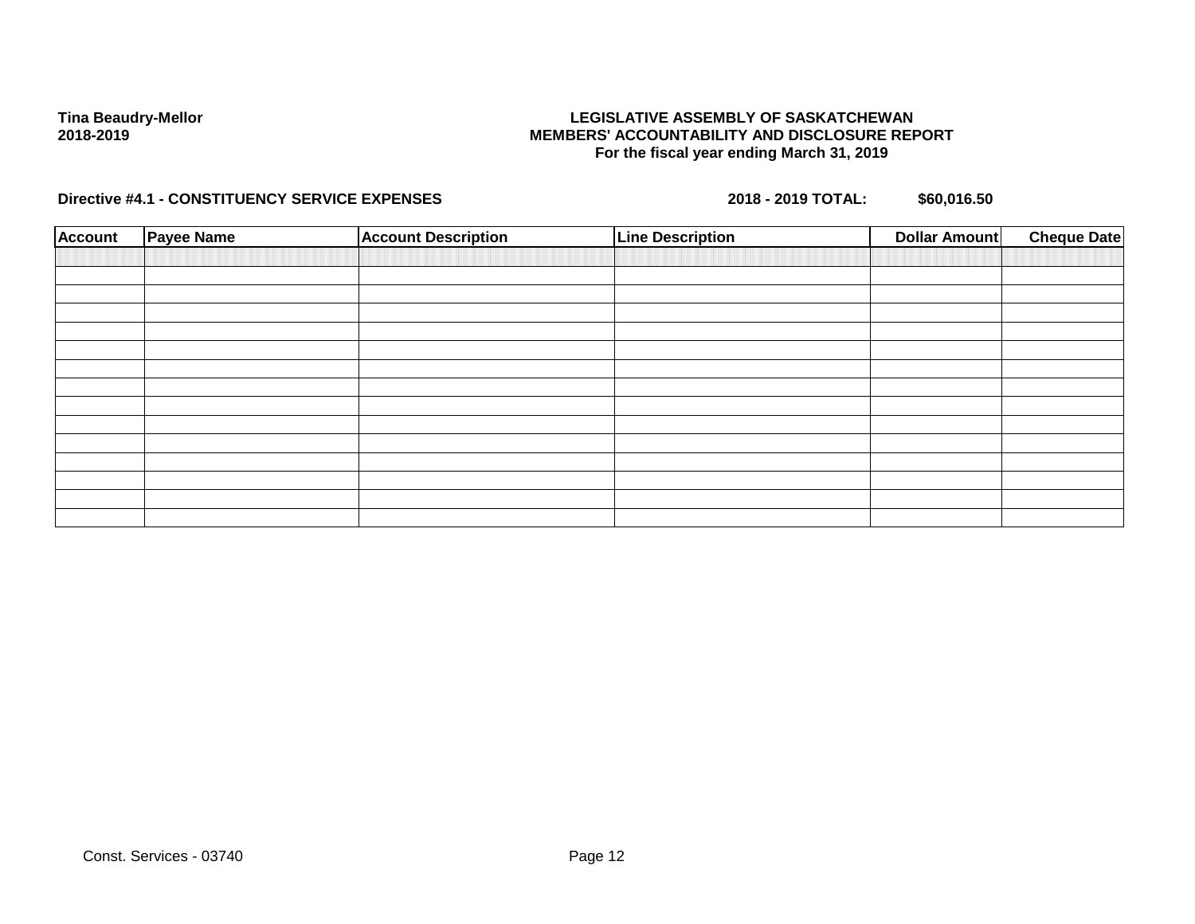**Tina Beaudry-Mellor**
**2018-2019**

**LEGISLATIVE ASSEMBLY OF SASKATCHEWAN**
**MEMBERS' ACCOUNTABILITY AND DISCLOSURE REPORT**
**For the fiscal year ending March 31, 2019**

**Directive #4.1 - CONSTITUENCY SERVICE EXPENSES** **2018 - 2019 TOTAL: $60,016.50**

| Account | Payee Name | Account Description | Line Description | Dollar Amount | Cheque Date |
|---|---|---|---|---|---|
| | | | | | |
| | | | | | |
| | | | | | |
| | | | | | |
| | | | | | |
| | | | | | |
| | | | | | |
| | | | | | |
| | | | | | |
| | | | | | |
| | | | | | |
| | | | | | |
| | | | | | |
| | | | | | |
| | | | | | |

Const. Services - 03740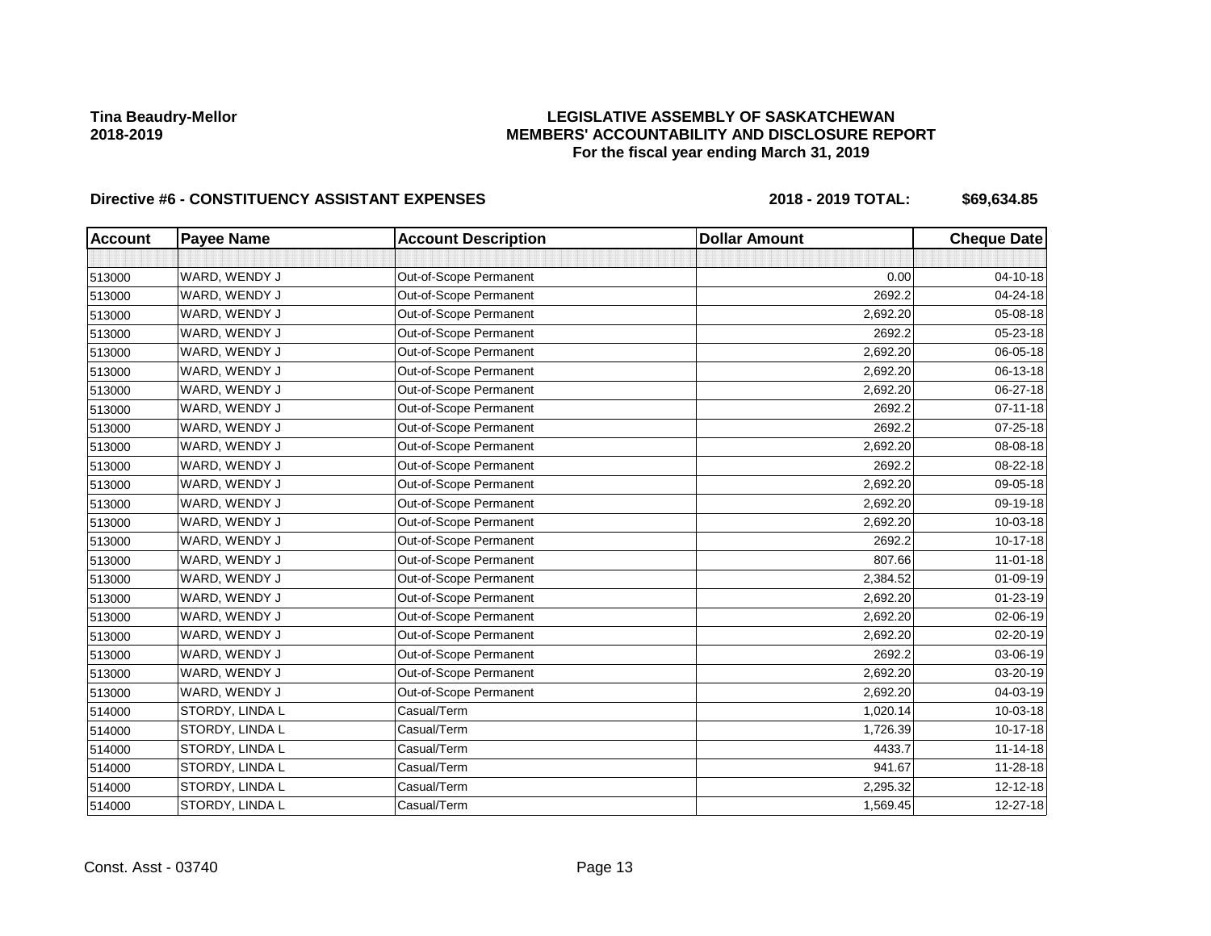Tina Beaudry-Mellor
2018-2019

# LEGISLATIVE ASSEMBLY OF SASKATCHEWAN
## MEMBERS' ACCOUNTABILITY AND DISCLOSURE REPORT
### For the fiscal year ending March 31, 2019

**Directive #6 - CONSTITUENCY ASSISTANT EXPENSES** **2018 - 2019 TOTAL: $69,634.85**

| Account | Payee Name | Account Description | Dollar Amount | Cheque Date |
|---|---|---|---|---|
| | | | | |
| 513000 | WARD, WENDY J | Out-of-Scope Permanent | 0.00 | 04-10-18 |
| 513000 | WARD, WENDY J | Out-of-Scope Permanent | 2692.2 | 04-24-18 |
| 513000 | WARD, WENDY J | Out-of-Scope Permanent | 2,692.20 | 05-08-18 |
| 513000 | WARD, WENDY J | Out-of-Scope Permanent | 2692.2 | 05-23-18 |
| 513000 | WARD, WENDY J | Out-of-Scope Permanent | 2,692.20 | 06-05-18 |
| 513000 | WARD, WENDY J | Out-of-Scope Permanent | 2,692.20 | 06-13-18 |
| 513000 | WARD, WENDY J | Out-of-Scope Permanent | 2,692.20 | 06-27-18 |
| 513000 | WARD, WENDY J | Out-of-Scope Permanent | 2692.2 | 07-11-18 |
| 513000 | WARD, WENDY J | Out-of-Scope Permanent | 2692.2 | 07-25-18 |
| 513000 | WARD, WENDY J | Out-of-Scope Permanent | 2,692.20 | 08-08-18 |
| 513000 | WARD, WENDY J | Out-of-Scope Permanent | 2692.2 | 08-22-18 |
| 513000 | WARD, WENDY J | Out-of-Scope Permanent | 2,692.20 | 09-05-18 |
| 513000 | WARD, WENDY J | Out-of-Scope Permanent | 2,692.20 | 09-19-18 |
| 513000 | WARD, WENDY J | Out-of-Scope Permanent | 2,692.20 | 10-03-18 |
| 513000 | WARD, WENDY J | Out-of-Scope Permanent | 2692.2 | 10-17-18 |
| 513000 | WARD, WENDY J | Out-of-Scope Permanent | 807.66 | 11-01-18 |
| 513000 | WARD, WENDY J | Out-of-Scope Permanent | 2,384.52 | 01-09-19 |
| 513000 | WARD, WENDY J | Out-of-Scope Permanent | 2,692.20 | 01-23-19 |
| 513000 | WARD, WENDY J | Out-of-Scope Permanent | 2,692.20 | 02-06-19 |
| 513000 | WARD, WENDY J | Out-of-Scope Permanent | 2,692.20 | 02-20-19 |
| 513000 | WARD, WENDY J | Out-of-Scope Permanent | 2692.2 | 03-06-19 |
| 513000 | WARD, WENDY J | Out-of-Scope Permanent | 2,692.20 | 03-20-19 |
| 513000 | WARD, WENDY J | Out-of-Scope Permanent | 2,692.20 | 04-03-19 |
| 514000 | STORDY, LINDA L | Casual/Term | 1,020.14 | 10-03-18 |
| 514000 | STORDY, LINDA L | Casual/Term | 1,726.39 | 10-17-18 |
| 514000 | STORDY, LINDA L | Casual/Term | 4433.7 | 11-14-18 |
| 514000 | STORDY, LINDA L | Casual/Term | 941.67 | 11-28-18 |
| 514000 | STORDY, LINDA L | Casual/Term | 2,295.32 | 12-12-18 |
| 514000 | STORDY, LINDA L | Casual/Term | 1,569.45 | 12-27-18 |

Const. Asst - 03740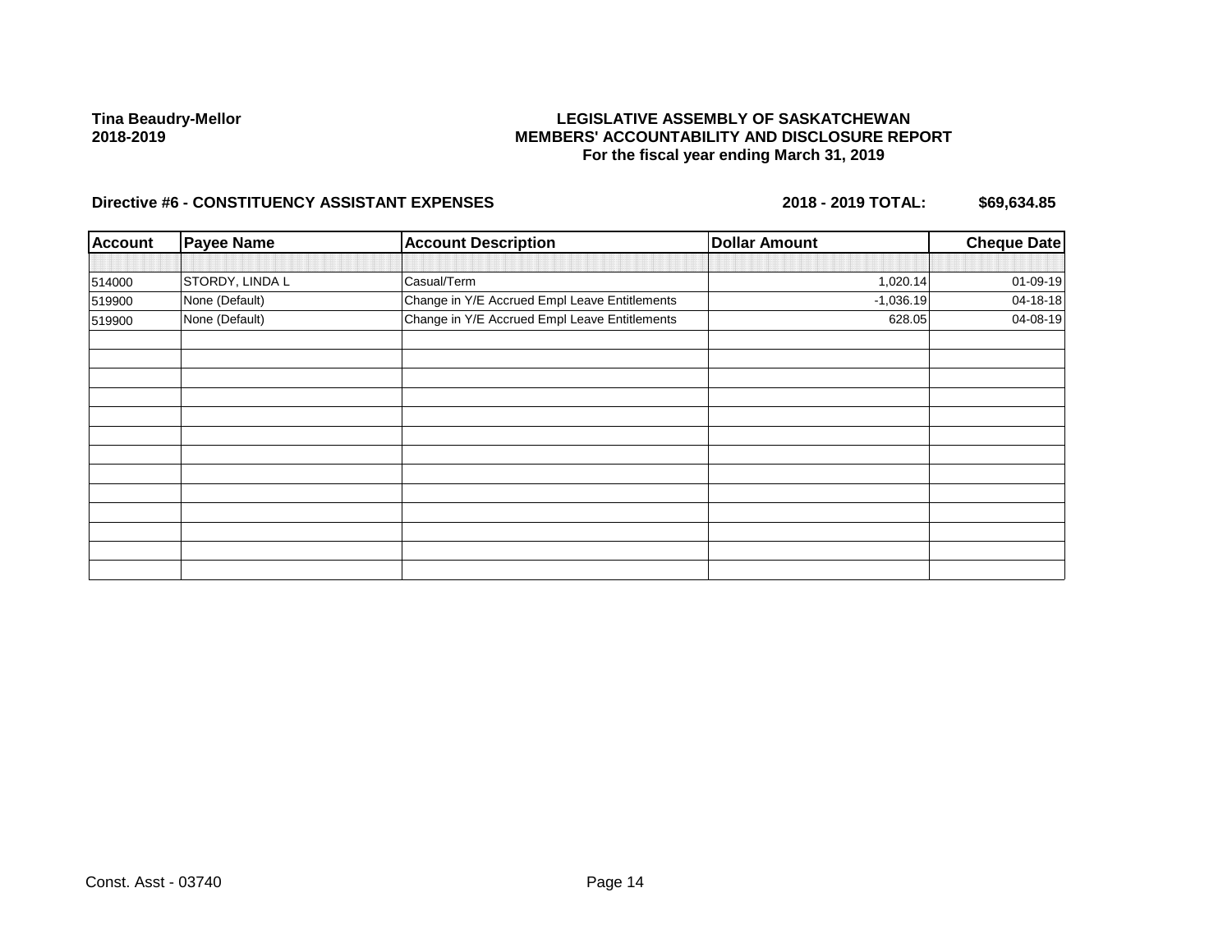**Tina Beaudry-Mellor**
**2018-2019**

**LEGISLATIVE ASSEMBLY OF SASKATCHEWAN**
**MEMBERS' ACCOUNTABILITY AND DISCLOSURE REPORT**
**For the fiscal year ending March 31, 2019**

**Directive #6 - CONSTITUENCY ASSISTANT EXPENSES** **2018 - 2019 TOTAL: $69,634.85**

| Account | Payee Name | Account Description | Dollar Amount | Cheque Date |
|---|---|---|---|---|
| 514000 | STORDY, LINDA L | Casual/Term | 1,020.14 | 01-09-19 |
| 519900 | None (Default) | Change in Y/E Accrued Empl Leave Entitlements | -1,036.19 | 04-18-18 |
| 519900 | None (Default) | Change in Y/E Accrued Empl Leave Entitlements | 628.05 | 04-08-19 |

Const. Asst - 03740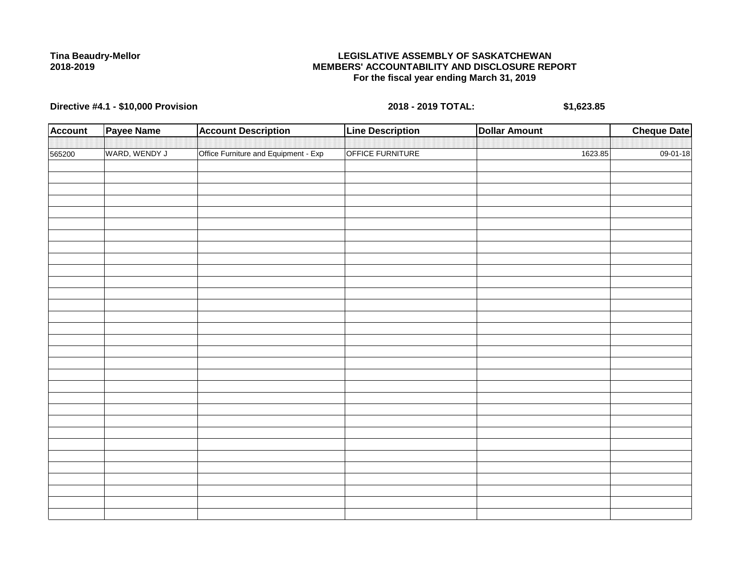**Tina Beaudry-Mellor**
**2018-2019**

**LEGISLATIVE ASSEMBLY OF SASKATCHEWAN**
**MEMBERS' ACCOUNTABILITY AND DISCLOSURE REPORT**
**For the fiscal year ending March 31, 2019**

**Directive #4.1 - $10,000 Provision** **2018 - 2019 TOTAL:** **$1,623.85**

| Account | Payee Name | Account Description | Line Description | Dollar Amount | Cheque Date |
|---|---|---|---|---|---|
| 565200 | WARD, WENDY J | Office Furniture and Equipment - Exp | OFFICE FURNITURE | 1623.85 | 09-01-18 |